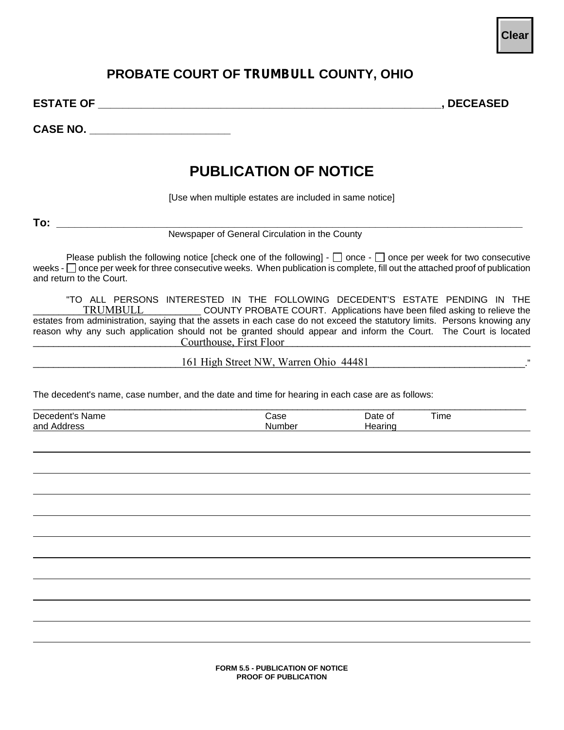Clear

## PROBATE COURT OF TRUMBULL COUNTY, OHIO

**ESTATE OF \_\_\_\_\_\_\_\_\_\_\_\_\_\_\_\_\_\_\_\_\_\_\_\_\_\_\_\_\_\_\_\_\_\_\_\_\_\_\_\_\_\_\_\_\_\_\_\_\_\_\_\_\_\_\_\_\_\_, DECEASED**

**CASE NO. \_\_\_\_\_\_\_\_\_\_\_\_\_\_\_\_\_\_\_\_\_\_\_\_**

# PUBLICATION OF NOTICE

[Use when multiple estates are included in same notice]

**To:** \_\_\_\_\_\_\_\_\_\_\_\_\_\_\_\_\_\_\_\_\_\_\_\_\_\_\_\_\_\_\_\_\_\_\_\_\_\_\_\_\_\_\_\_\_\_\_\_\_\_\_\_\_\_\_\_\_\_\_\_\_\_\_\_\_\_\_\_\_\_\_\_\_\_\_\_\_\_

Newspaper of General Circulation in the County

Please publish the following notice [check one of the following] - ☐ once - ☐ once per week for two consecutive weeks - ☐ once per week for three consecutive weeks. When publication is complete, fill out the attached proof of publication and return to the Court.

"TO ALL PERSONS INTERESTED IN THE FOLLOWING DECEDENT'S ESTATE PENDING IN THE \_\_\_\_\_\_\_\_\_TRUMBULL\_\_\_\_\_\_\_\_\_\_ COUNTY PROBATE COURT. Applications have been filed asking to relieve the estates from administration, saying that the assets in each case do not exceed the statutory limits. Persons knowing any reason why any such application should not be granted should appear and inform the Court. The Court is located \_\_\_\_\_\_\_\_\_\_\_\_\_\_\_\_\_\_\_\_\_\_\_\_\_\_\_Courthouse, First Floor\_\_\_\_\_\_\_\_\_\_\_\_\_\_\_\_\_\_\_\_\_\_\_\_\_\_\_\_\_\_\_\_\_\_\_\_\_\_\_\_\_\_\_\_\_\_\_\_

\_\_\_\_\_\_\_\_\_\_\_\_\_\_\_\_\_\_\_\_\_\_\_\_\_\_\_161 High Street NW, Warren Ohio 44481\_\_\_\_\_\_\_\_\_\_\_\_\_\_\_\_\_\_\_\_\_\_\_\_\_\_\_\_\_."

The decedent's name, case number, and the date and time for hearing in each case are as follows:

| Decedent's Name and Address | Case Number | Date of Hearing | Time |
|---|---|---|---|
| | | | |
| | | | |
| | | | |
| | | | |
| | | | |
| | | | |
| | | | |
| | | | |
| | | | |
| | | | |

**FORM 5.5 - PUBLICATION OF NOTICE**
**PROOF OF PUBLICATION**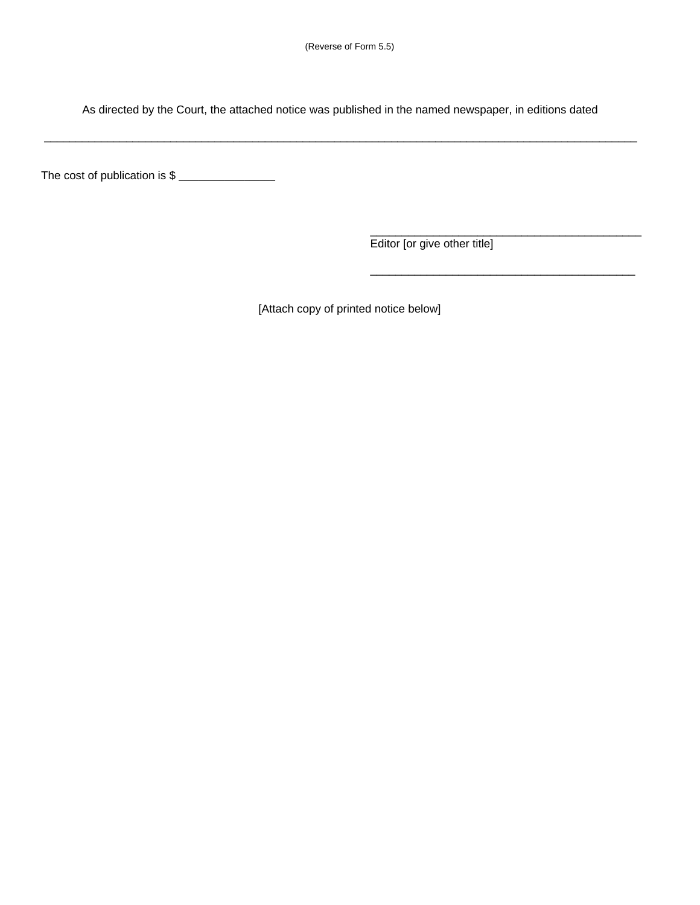(Reverse of Form 5.5)

As directed by the Court, the attached notice was published in the named newspaper, in editions dated

_____________________________________________________________________________________

The cost of publication is $ _______________

_____________________________________________
Editor [or give other title]

_____________________________________________

[Attach copy of printed notice below]